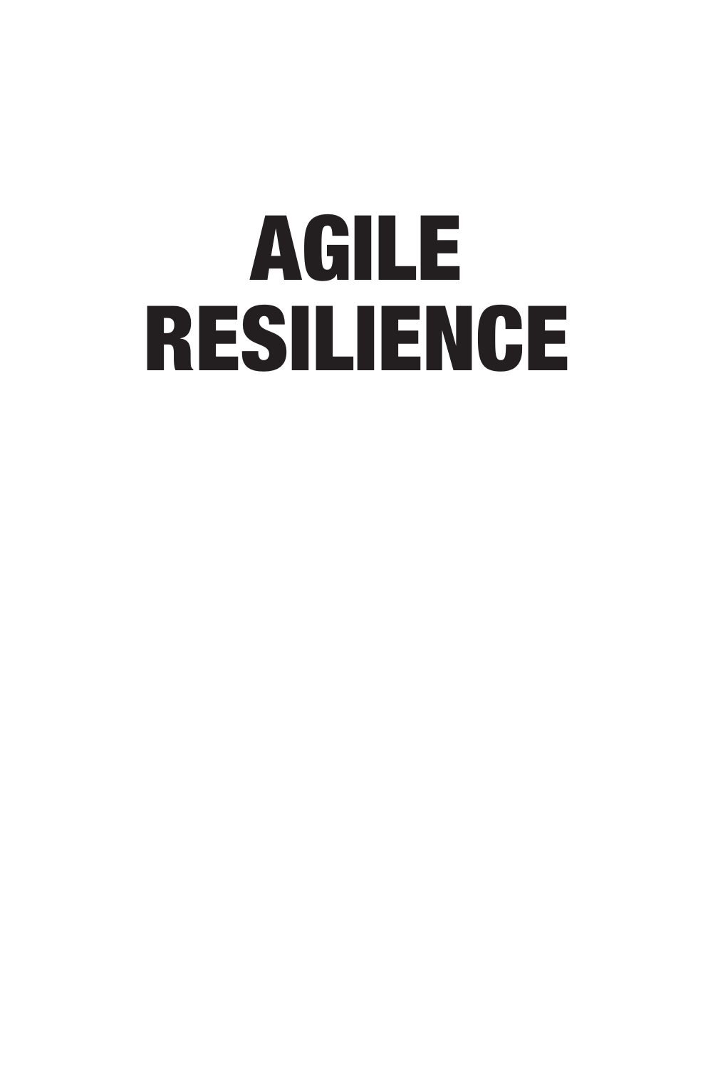# AGILE RESILIENCE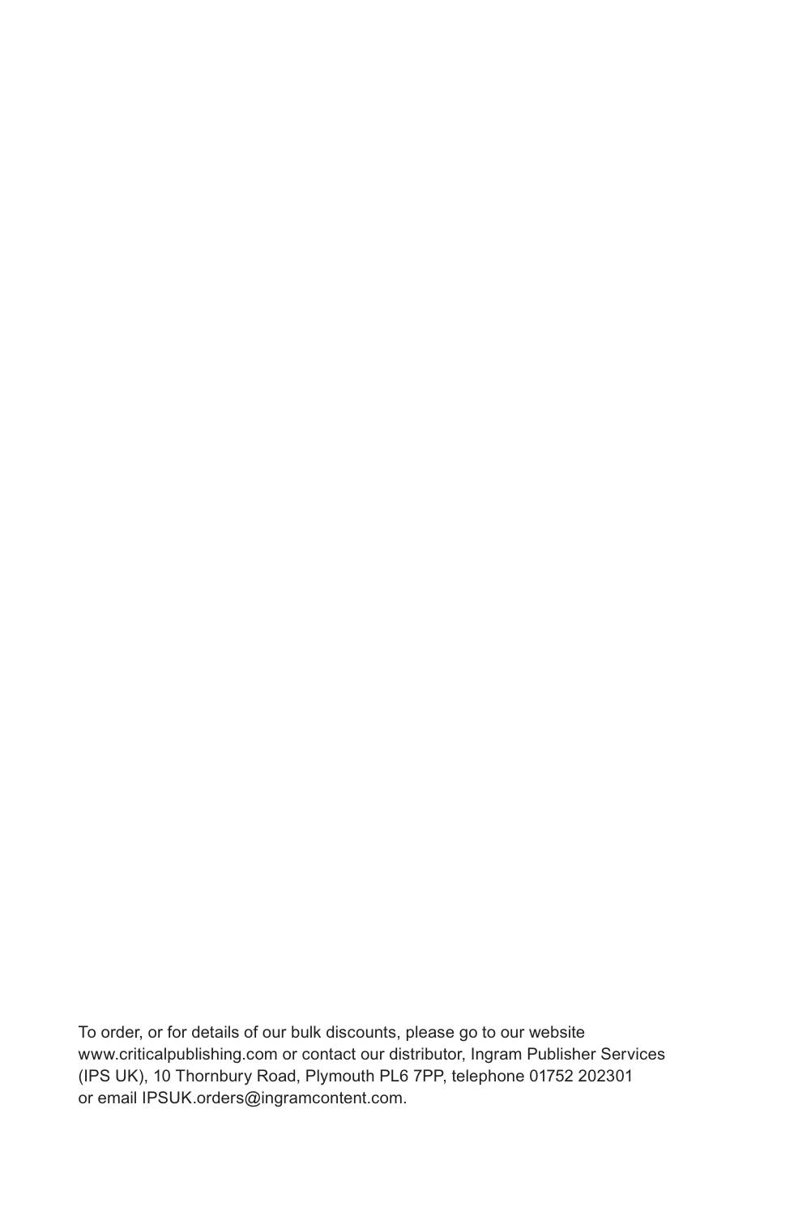To order, or for details of our bulk discounts, please go to our website www.criticalpublishing.com or contact our distributor, Ingram Publisher Services (IPS UK), 10 Thornbury Road, Plymouth PL6 7PP, telephone 01752 202301 or email IPSUK.orders@ingramcontent.com.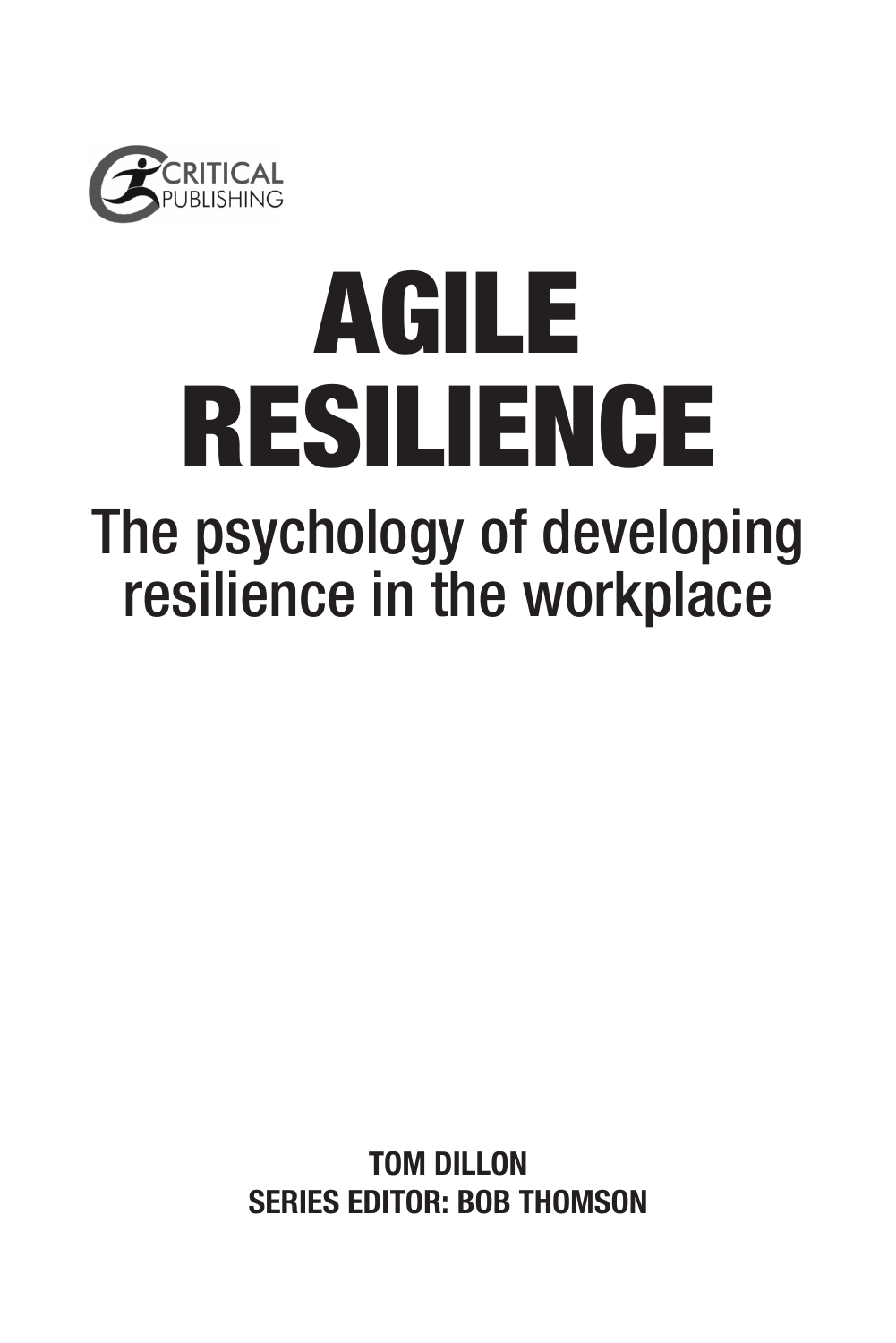CRITICAL PUBLISHING

# AGILE RESILIENCE

## The psychology of developing resilience in the workplace

**TOM DILLON**
**SERIES EDITOR: BOB THOMSON**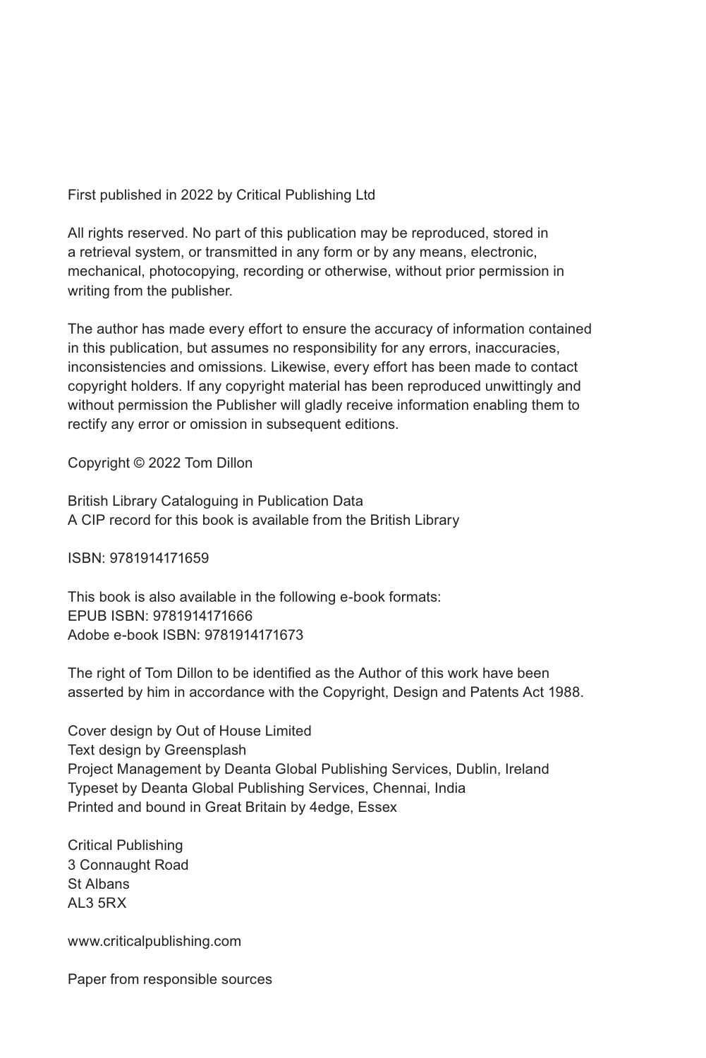First published in 2022 by Critical Publishing Ltd

All rights reserved. No part of this publication may be reproduced, stored in a retrieval system, or transmitted in any form or by any means, electronic, mechanical, photocopying, recording or otherwise, without prior permission in writing from the publisher.

The author has made every effort to ensure the accuracy of information contained in this publication, but assumes no responsibility for any errors, inaccuracies, inconsistencies and omissions. Likewise, every effort has been made to contact copyright holders. If any copyright material has been reproduced unwittingly and without permission the Publisher will gladly receive information enabling them to rectify any error or omission in subsequent editions.

Copyright © 2022 Tom Dillon

British Library Cataloguing in Publication Data
A CIP record for this book is available from the British Library

ISBN: 9781914171659

This book is also available in the following e-book formats:
EPUB ISBN: 9781914171666
Adobe e-book ISBN: 9781914171673

The right of Tom Dillon to be identified as the Author of this work have been asserted by him in accordance with the Copyright, Design and Patents Act 1988.

Cover design by Out of House Limited
Text design by Greensplash
Project Management by Deanta Global Publishing Services, Dublin, Ireland
Typeset by Deanta Global Publishing Services, Chennai, India
Printed and bound in Great Britain by 4edge, Essex

Critical Publishing
3 Connaught Road
St Albans
AL3 5RX

www.criticalpublishing.com

Paper from responsible sources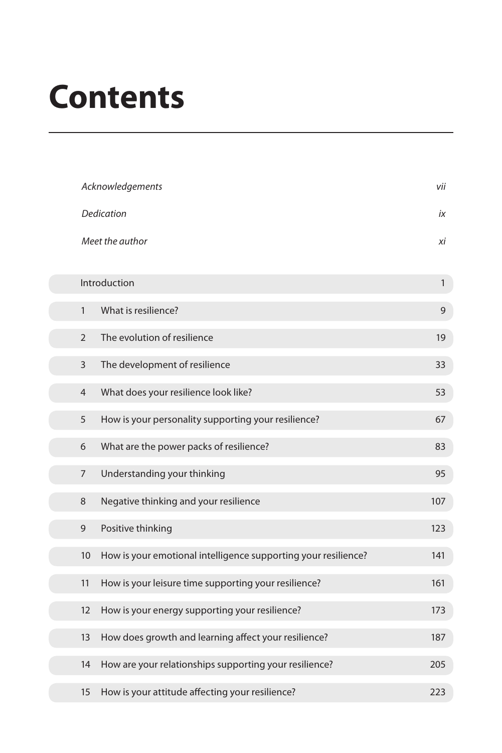# Contents

| | |
|---|---|
| *Acknowledgements* | *vii* |
| *Dedication* | *ix* |
| *Meet the author* | *xi* |

| | | |
|---|---|---|
| Introduction | | 1 |
| 1 | What is resilience? | 9 |
| 2 | The evolution of resilience | 19 |
| 3 | The development of resilience | 33 |
| 4 | What does your resilience look like? | 53 |
| 5 | How is your personality supporting your resilience? | 67 |
| 6 | What are the power packs of resilience? | 83 |
| 7 | Understanding your thinking | 95 |
| 8 | Negative thinking and your resilience | 107 |
| 9 | Positive thinking | 123 |
| 10 | How is your emotional intelligence supporting your resilience? | 141 |
| 11 | How is your leisure time supporting your resilience? | 161 |
| 12 | How is your energy supporting your resilience? | 173 |
| 13 | How does growth and learning affect your resilience? | 187 |
| 14 | How are your relationships supporting your resilience? | 205 |
| 15 | How is your attitude affecting your resilience? | 223 |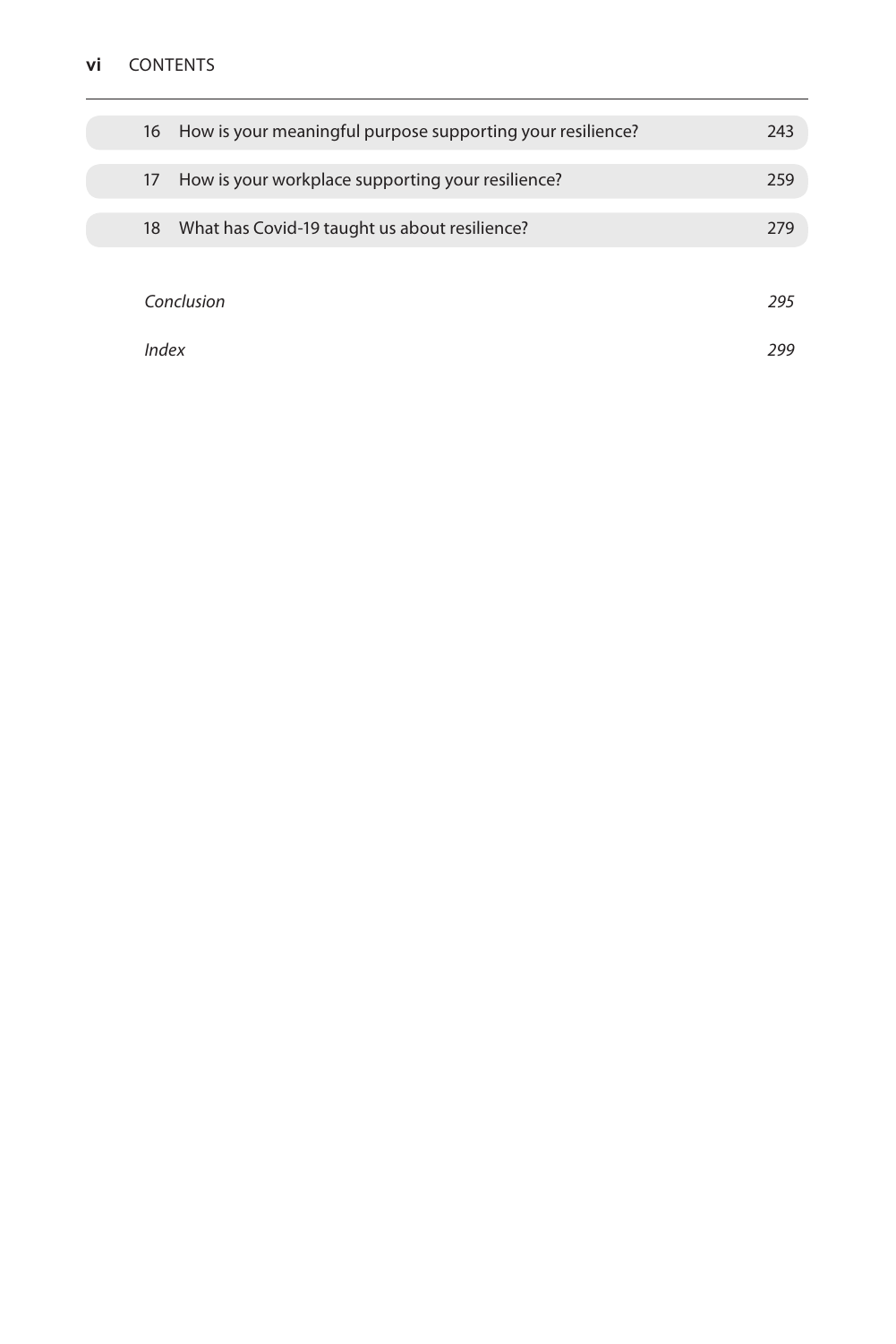16 How is your meaningful purpose supporting your resilience? 243

17 How is your workplace supporting your resilience? 259

18 What has Covid-19 taught us about resilience? 279

*Conclusion* *295*

*Index* *299*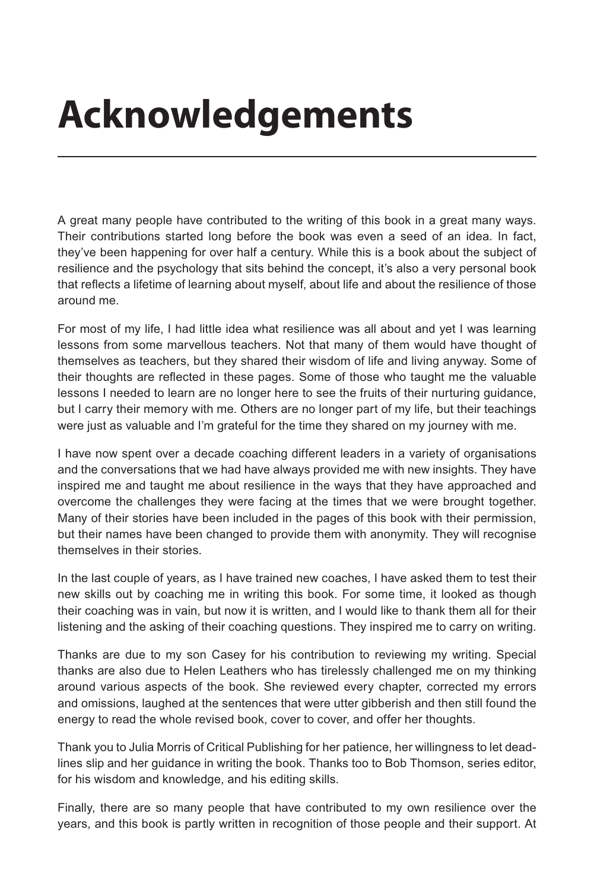# Acknowledgements

A great many people have contributed to the writing of this book in a great many ways. Their contributions started long before the book was even a seed of an idea. In fact, they've been happening for over half a century. While this is a book about the subject of resilience and the psychology that sits behind the concept, it's also a very personal book that reflects a lifetime of learning about myself, about life and about the resilience of those around me.

For most of my life, I had little idea what resilience was all about and yet I was learning lessons from some marvellous teachers. Not that many of them would have thought of themselves as teachers, but they shared their wisdom of life and living anyway. Some of their thoughts are reflected in these pages. Some of those who taught me the valuable lessons I needed to learn are no longer here to see the fruits of their nurturing guidance, but I carry their memory with me. Others are no longer part of my life, but their teachings were just as valuable and I'm grateful for the time they shared on my journey with me.

I have now spent over a decade coaching different leaders in a variety of organisations and the conversations that we had have always provided me with new insights. They have inspired me and taught me about resilience in the ways that they have approached and overcome the challenges they were facing at the times that we were brought together. Many of their stories have been included in the pages of this book with their permission, but their names have been changed to provide them with anonymity. They will recognise themselves in their stories.

In the last couple of years, as I have trained new coaches, I have asked them to test their new skills out by coaching me in writing this book. For some time, it looked as though their coaching was in vain, but now it is written, and I would like to thank them all for their listening and the asking of their coaching questions. They inspired me to carry on writing.

Thanks are due to my son Casey for his contribution to reviewing my writing. Special thanks are also due to Helen Leathers who has tirelessly challenged me on my thinking around various aspects of the book. She reviewed every chapter, corrected my errors and omissions, laughed at the sentences that were utter gibberish and then still found the energy to read the whole revised book, cover to cover, and offer her thoughts.

Thank you to Julia Morris of Critical Publishing for her patience, her willingness to let deadlines slip and her guidance in writing the book. Thanks too to Bob Thomson, series editor, for his wisdom and knowledge, and his editing skills.

Finally, there are so many people that have contributed to my own resilience over the years, and this book is partly written in recognition of those people and their support. At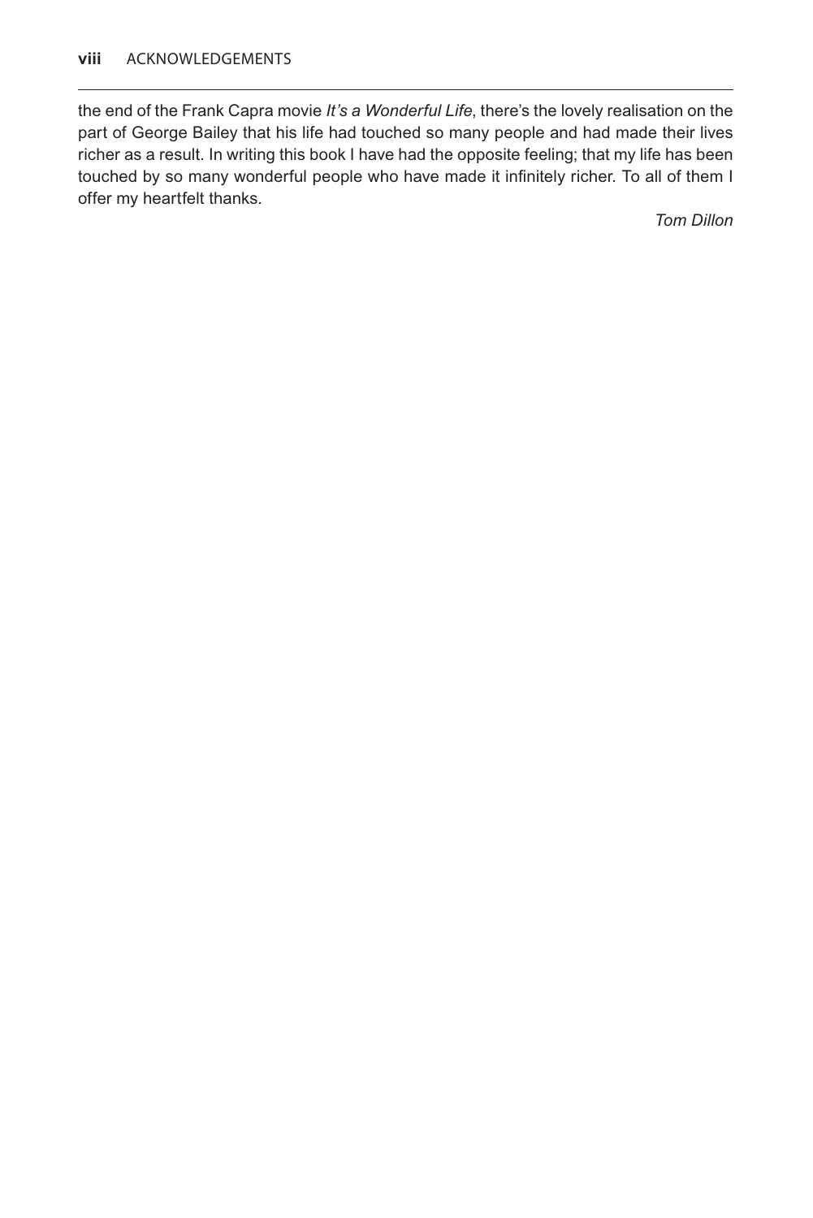the end of the Frank Capra movie *It's a Wonderful Life*, there's the lovely realisation on the part of George Bailey that his life had touched so many people and had made their lives richer as a result. In writing this book I have had the opposite feeling; that my life has been touched by so many wonderful people who have made it infinitely richer. To all of them I offer my heartfelt thanks.

*Tom Dillon*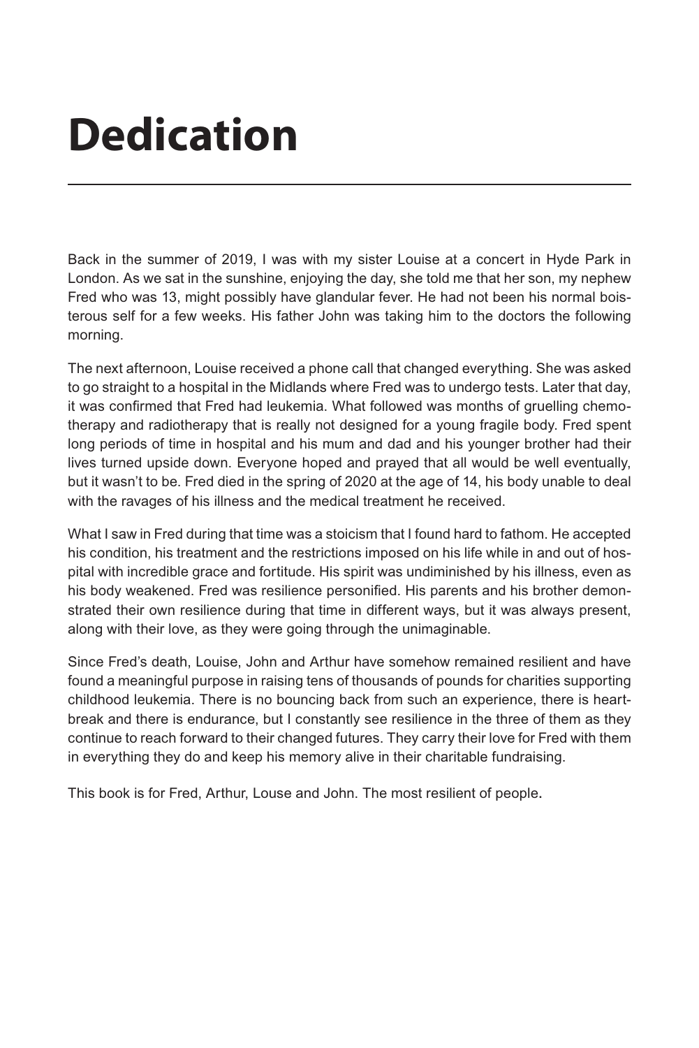# Dedication

Back in the summer of 2019, I was with my sister Louise at a concert in Hyde Park in London. As we sat in the sunshine, enjoying the day, she told me that her son, my nephew Fred who was 13, might possibly have glandular fever. He had not been his normal boisterous self for a few weeks. His father John was taking him to the doctors the following morning.

The next afternoon, Louise received a phone call that changed everything. She was asked to go straight to a hospital in the Midlands where Fred was to undergo tests. Later that day, it was confirmed that Fred had leukemia. What followed was months of gruelling chemotherapy and radiotherapy that is really not designed for a young fragile body. Fred spent long periods of time in hospital and his mum and dad and his younger brother had their lives turned upside down. Everyone hoped and prayed that all would be well eventually, but it wasn't to be. Fred died in the spring of 2020 at the age of 14, his body unable to deal with the ravages of his illness and the medical treatment he received.

What I saw in Fred during that time was a stoicism that I found hard to fathom. He accepted his condition, his treatment and the restrictions imposed on his life while in and out of hospital with incredible grace and fortitude. His spirit was undiminished by his illness, even as his body weakened. Fred was resilience personified. His parents and his brother demonstrated their own resilience during that time in different ways, but it was always present, along with their love, as they were going through the unimaginable.

Since Fred's death, Louise, John and Arthur have somehow remained resilient and have found a meaningful purpose in raising tens of thousands of pounds for charities supporting childhood leukemia. There is no bouncing back from such an experience, there is heartbreak and there is endurance, but I constantly see resilience in the three of them as they continue to reach forward to their changed futures. They carry their love for Fred with them in everything they do and keep his memory alive in their charitable fundraising.

This book is for Fred, Arthur, Louse and John. The most resilient of people.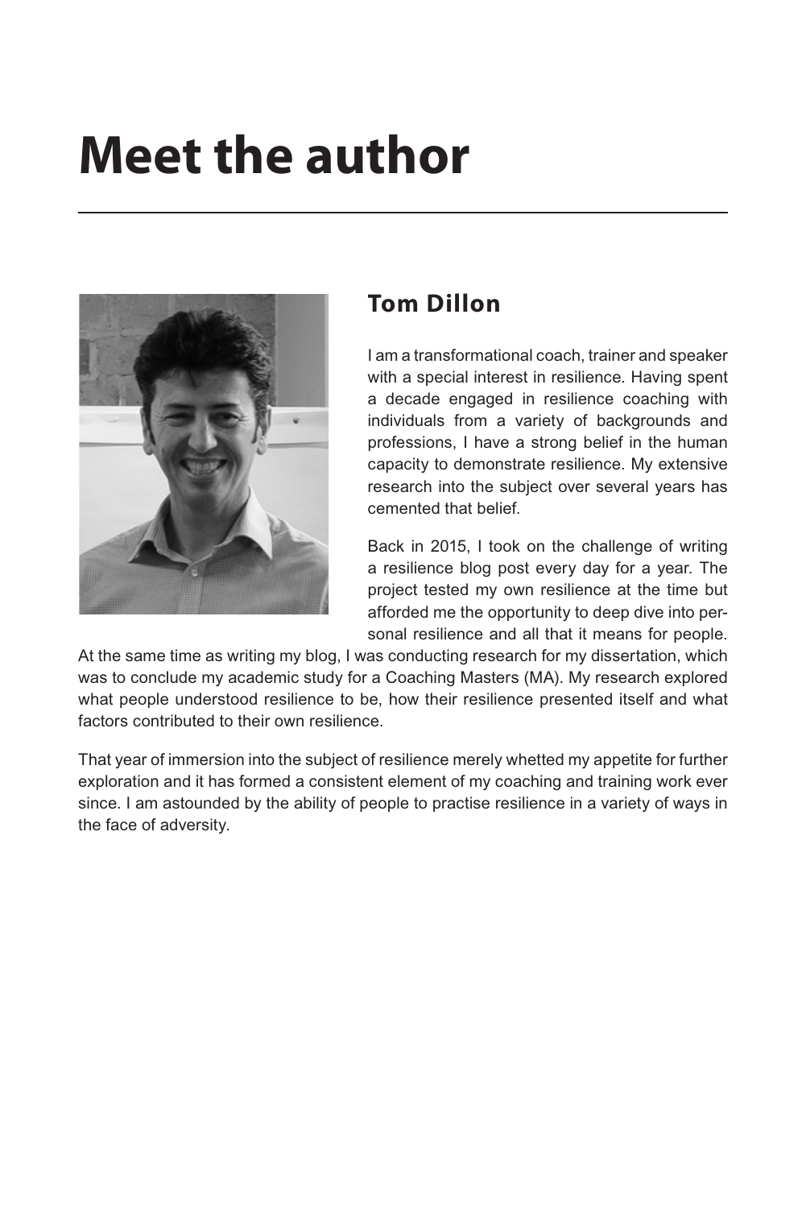# Meet the author

## Tom Dillon

I am a transformational coach, trainer and speaker with a special interest in resilience. Having spent a decade engaged in resilience coaching with individuals from a variety of backgrounds and professions, I have a strong belief in the human capacity to demonstrate resilience. My extensive research into the subject over several years has cemented that belief.

Back in 2015, I took on the challenge of writing a resilience blog post every day for a year. The project tested my own resilience at the time but afforded me the opportunity to deep dive into personal resilience and all that it means for people. At the same time as writing my blog, I was conducting research for my dissertation, which was to conclude my academic study for a Coaching Masters (MA). My research explored what people understood resilience to be, how their resilience presented itself and what factors contributed to their own resilience.

That year of immersion into the subject of resilience merely whetted my appetite for further exploration and it has formed a consistent element of my coaching and training work ever since. I am astounded by the ability of people to practise resilience in a variety of ways in the face of adversity.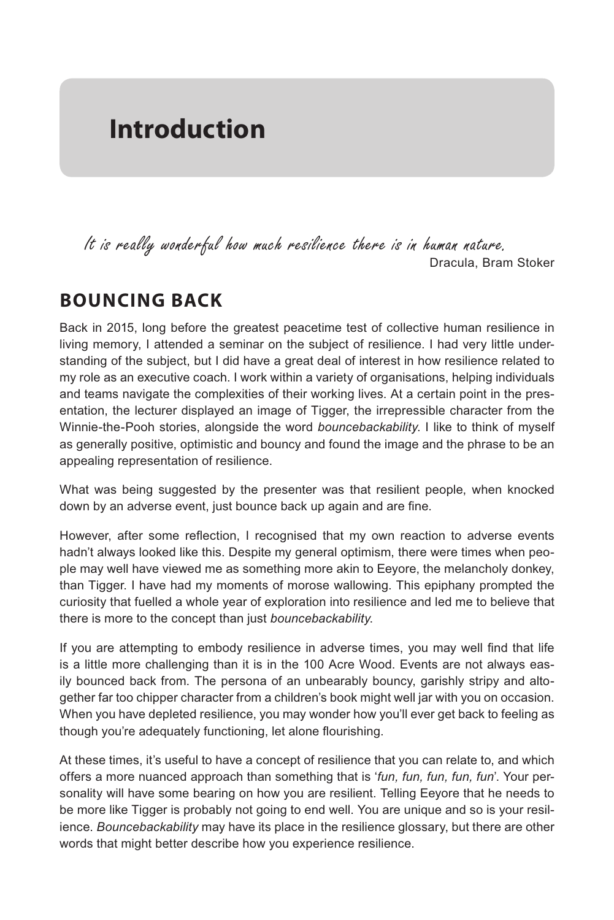# Introduction

*It is really wonderful how much resilience there is in human nature.*

Dracula, Bram Stoker

## BOUNCING BACK

Back in 2015, long before the greatest peacetime test of collective human resilience in living memory, I attended a seminar on the subject of resilience. I had very little understanding of the subject, but I did have a great deal of interest in how resilience related to my role as an executive coach. I work within a variety of organisations, helping individuals and teams navigate the complexities of their working lives. At a certain point in the presentation, the lecturer displayed an image of Tigger, the irrepressible character from the Winnie-the-Pooh stories, alongside the word *bouncebackability*. I like to think of myself as generally positive, optimistic and bouncy and found the image and the phrase to be an appealing representation of resilience.

What was being suggested by the presenter was that resilient people, when knocked down by an adverse event, just bounce back up again and are fine.

However, after some reflection, I recognised that my own reaction to adverse events hadn't always looked like this. Despite my general optimism, there were times when people may well have viewed me as something more akin to Eeyore, the melancholy donkey, than Tigger. I have had my moments of morose wallowing. This epiphany prompted the curiosity that fuelled a whole year of exploration into resilience and led me to believe that there is more to the concept than just *bouncebackability*.

If you are attempting to embody resilience in adverse times, you may well find that life is a little more challenging than it is in the 100 Acre Wood. Events are not always easily bounced back from. The persona of an unbearably bouncy, garishly stripy and altogether far too chipper character from a children's book might well jar with you on occasion. When you have depleted resilience, you may wonder how you'll ever get back to feeling as though you're adequately functioning, let alone flourishing.

At these times, it's useful to have a concept of resilience that you can relate to, and which offers a more nuanced approach than something that is '*fun, fun, fun, fun, fun*'. Your personality will have some bearing on how you are resilient. Telling Eeyore that he needs to be more like Tigger is probably not going to end well. You are unique and so is your resilience. *Bouncebackability* may have its place in the resilience glossary, but there are other words that might better describe how you experience resilience.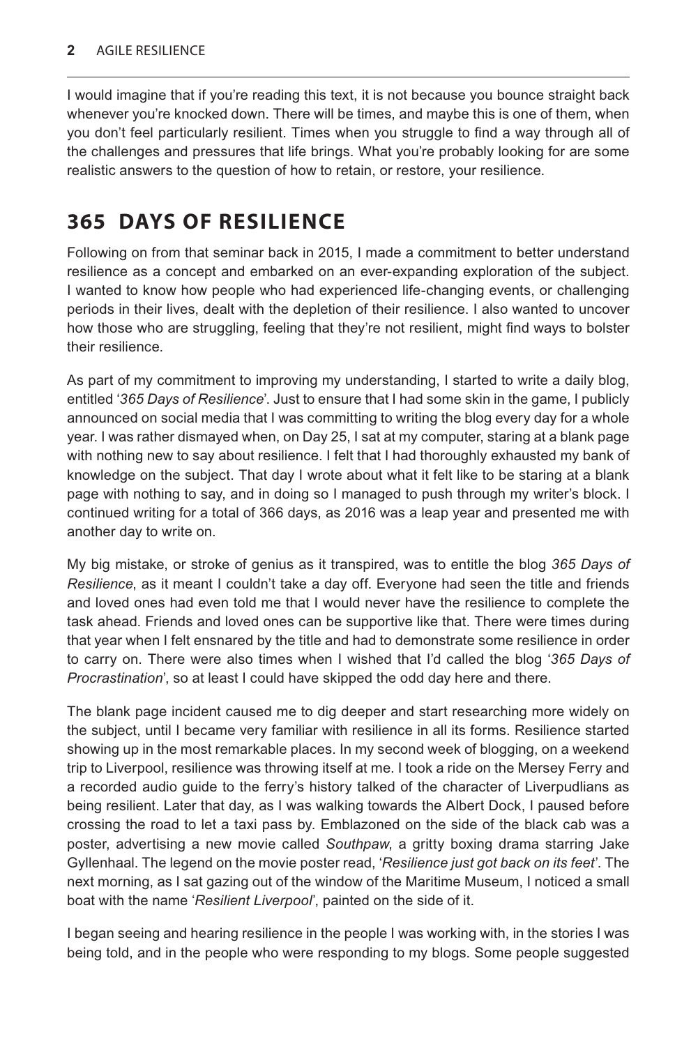I would imagine that if you're reading this text, it is not because you bounce straight back whenever you're knocked down. There will be times, and maybe this is one of them, when you don't feel particularly resilient. Times when you struggle to find a way through all of the challenges and pressures that life brings. What you're probably looking for are some realistic answers to the question of how to retain, or restore, your resilience.

## 365 DAYS OF RESILIENCE

Following on from that seminar back in 2015, I made a commitment to better understand resilience as a concept and embarked on an ever-expanding exploration of the subject. I wanted to know how people who had experienced life-changing events, or challenging periods in their lives, dealt with the depletion of their resilience. I also wanted to uncover how those who are struggling, feeling that they're not resilient, might find ways to bolster their resilience.

As part of my commitment to improving my understanding, I started to write a daily blog, entitled '*365 Days of Resilience*'. Just to ensure that I had some skin in the game, I publicly announced on social media that I was committing to writing the blog every day for a whole year. I was rather dismayed when, on Day 25, I sat at my computer, staring at a blank page with nothing new to say about resilience. I felt that I had thoroughly exhausted my bank of knowledge on the subject. That day I wrote about what it felt like to be staring at a blank page with nothing to say, and in doing so I managed to push through my writer's block. I continued writing for a total of 366 days, as 2016 was a leap year and presented me with another day to write on.

My big mistake, or stroke of genius as it transpired, was to entitle the blog *365 Days of Resilience*, as it meant I couldn't take a day off. Everyone had seen the title and friends and loved ones had even told me that I would never have the resilience to complete the task ahead. Friends and loved ones can be supportive like that. There were times during that year when I felt ensnared by the title and had to demonstrate some resilience in order to carry on. There were also times when I wished that I'd called the blog '*365 Days of Procrastination*', so at least I could have skipped the odd day here and there.

The blank page incident caused me to dig deeper and start researching more widely on the subject, until I became very familiar with resilience in all its forms. Resilience started showing up in the most remarkable places. In my second week of blogging, on a weekend trip to Liverpool, resilience was throwing itself at me. I took a ride on the Mersey Ferry and a recorded audio guide to the ferry's history talked of the character of Liverpudlians as being resilient. Later that day, as I was walking towards the Albert Dock, I paused before crossing the road to let a taxi pass by. Emblazoned on the side of the black cab was a poster, advertising a new movie called *Southpaw*, a gritty boxing drama starring Jake Gyllenhaal. The legend on the movie poster read, '*Resilience just got back on its feet*'. The next morning, as I sat gazing out of the window of the Maritime Museum, I noticed a small boat with the name '*Resilient Liverpool*', painted on the side of it.

I began seeing and hearing resilience in the people I was working with, in the stories I was being told, and in the people who were responding to my blogs. Some people suggested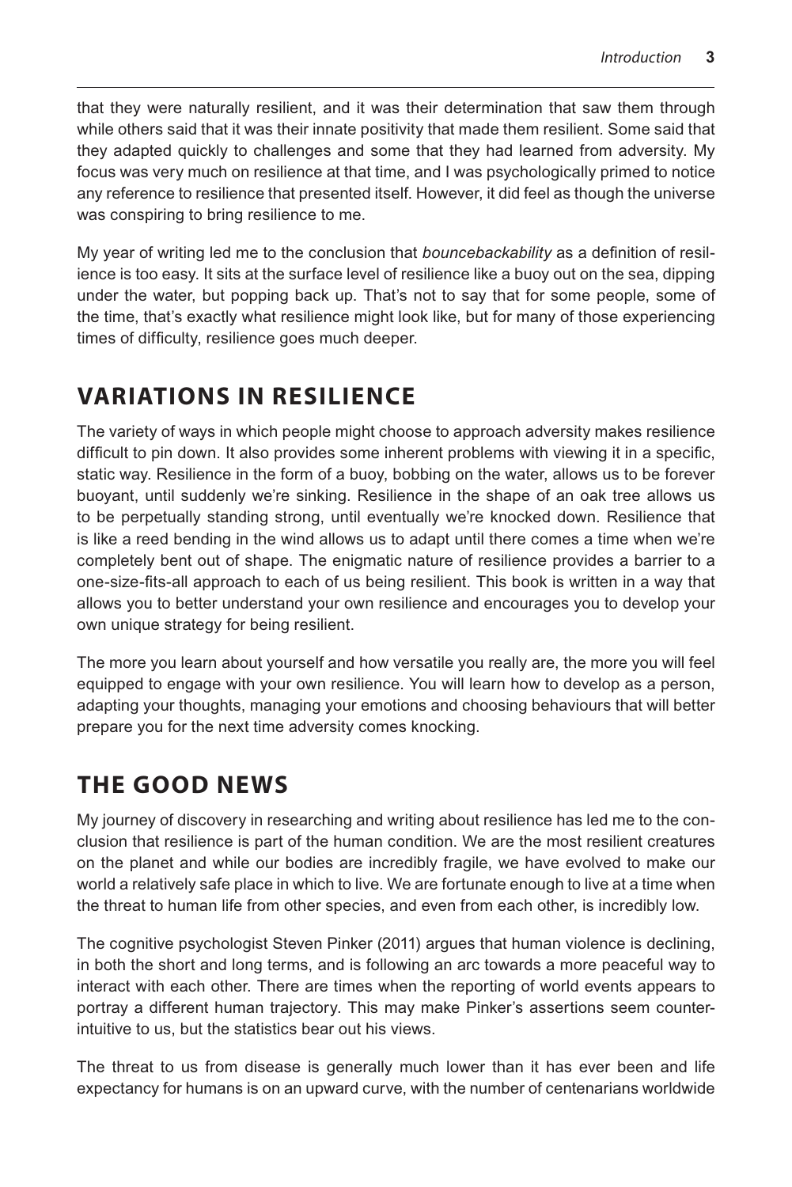that they were naturally resilient, and it was their determination that saw them through while others said that it was their innate positivity that made them resilient. Some said that they adapted quickly to challenges and some that they had learned from adversity. My focus was very much on resilience at that time, and I was psychologically primed to notice any reference to resilience that presented itself. However, it did feel as though the universe was conspiring to bring resilience to me.

My year of writing led me to the conclusion that *bouncebackability* as a definition of resilience is too easy. It sits at the surface level of resilience like a buoy out on the sea, dipping under the water, but popping back up. That's not to say that for some people, some of the time, that's exactly what resilience might look like, but for many of those experiencing times of difficulty, resilience goes much deeper.

## VARIATIONS IN RESILIENCE

The variety of ways in which people might choose to approach adversity makes resilience difficult to pin down. It also provides some inherent problems with viewing it in a specific, static way. Resilience in the form of a buoy, bobbing on the water, allows us to be forever buoyant, until suddenly we're sinking. Resilience in the shape of an oak tree allows us to be perpetually standing strong, until eventually we're knocked down. Resilience that is like a reed bending in the wind allows us to adapt until there comes a time when we're completely bent out of shape. The enigmatic nature of resilience provides a barrier to a one-size-fits-all approach to each of us being resilient. This book is written in a way that allows you to better understand your own resilience and encourages you to develop your own unique strategy for being resilient.

The more you learn about yourself and how versatile you really are, the more you will feel equipped to engage with your own resilience. You will learn how to develop as a person, adapting your thoughts, managing your emotions and choosing behaviours that will better prepare you for the next time adversity comes knocking.

## THE GOOD NEWS

My journey of discovery in researching and writing about resilience has led me to the conclusion that resilience is part of the human condition. We are the most resilient creatures on the planet and while our bodies are incredibly fragile, we have evolved to make our world a relatively safe place in which to live. We are fortunate enough to live at a time when the threat to human life from other species, and even from each other, is incredibly low.

The cognitive psychologist Steven Pinker (2011) argues that human violence is declining, in both the short and long terms, and is following an arc towards a more peaceful way to interact with each other. There are times when the reporting of world events appears to portray a different human trajectory. This may make Pinker's assertions seem counter-intuitive to us, but the statistics bear out his views.

The threat to us from disease is generally much lower than it has ever been and life expectancy for humans is on an upward curve, with the number of centenarians worldwide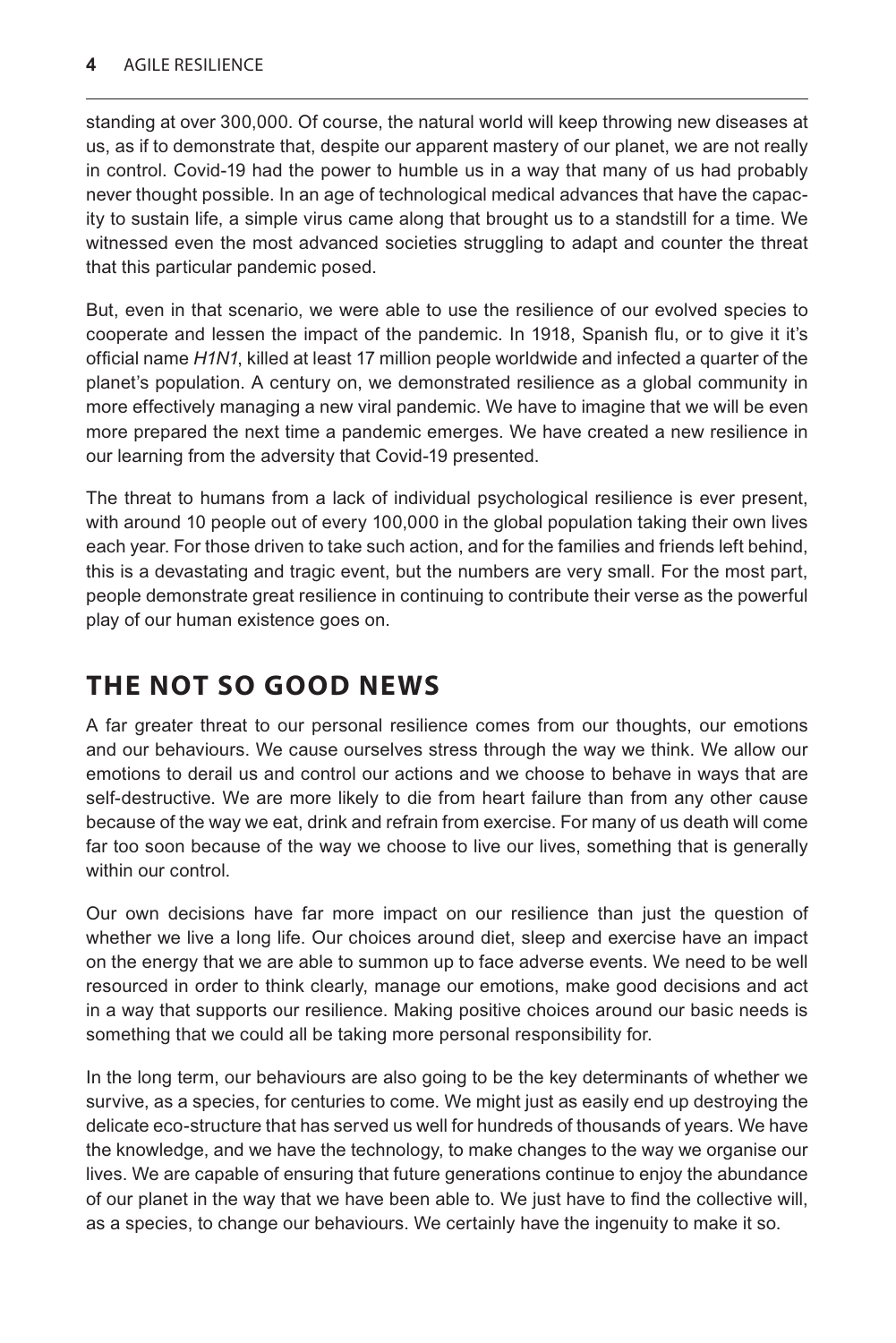standing at over 300,000. Of course, the natural world will keep throwing new diseases at us, as if to demonstrate that, despite our apparent mastery of our planet, we are not really in control. Covid-19 had the power to humble us in a way that many of us had probably never thought possible. In an age of technological medical advances that have the capacity to sustain life, a simple virus came along that brought us to a standstill for a time. We witnessed even the most advanced societies struggling to adapt and counter the threat that this particular pandemic posed.

But, even in that scenario, we were able to use the resilience of our evolved species to cooperate and lessen the impact of the pandemic. In 1918, Spanish flu, or to give it it's official name *H1N1*, killed at least 17 million people worldwide and infected a quarter of the planet's population. A century on, we demonstrated resilience as a global community in more effectively managing a new viral pandemic. We have to imagine that we will be even more prepared the next time a pandemic emerges. We have created a new resilience in our learning from the adversity that Covid-19 presented.

The threat to humans from a lack of individual psychological resilience is ever present, with around 10 people out of every 100,000 in the global population taking their own lives each year. For those driven to take such action, and for the families and friends left behind, this is a devastating and tragic event, but the numbers are very small. For the most part, people demonstrate great resilience in continuing to contribute their verse as the powerful play of our human existence goes on.

## THE NOT SO GOOD NEWS

A far greater threat to our personal resilience comes from our thoughts, our emotions and our behaviours. We cause ourselves stress through the way we think. We allow our emotions to derail us and control our actions and we choose to behave in ways that are self-destructive. We are more likely to die from heart failure than from any other cause because of the way we eat, drink and refrain from exercise. For many of us death will come far too soon because of the way we choose to live our lives, something that is generally within our control.

Our own decisions have far more impact on our resilience than just the question of whether we live a long life. Our choices around diet, sleep and exercise have an impact on the energy that we are able to summon up to face adverse events. We need to be well resourced in order to think clearly, manage our emotions, make good decisions and act in a way that supports our resilience. Making positive choices around our basic needs is something that we could all be taking more personal responsibility for.

In the long term, our behaviours are also going to be the key determinants of whether we survive, as a species, for centuries to come. We might just as easily end up destroying the delicate eco-structure that has served us well for hundreds of thousands of years. We have the knowledge, and we have the technology, to make changes to the way we organise our lives. We are capable of ensuring that future generations continue to enjoy the abundance of our planet in the way that we have been able to. We just have to find the collective will, as a species, to change our behaviours. We certainly have the ingenuity to make it so.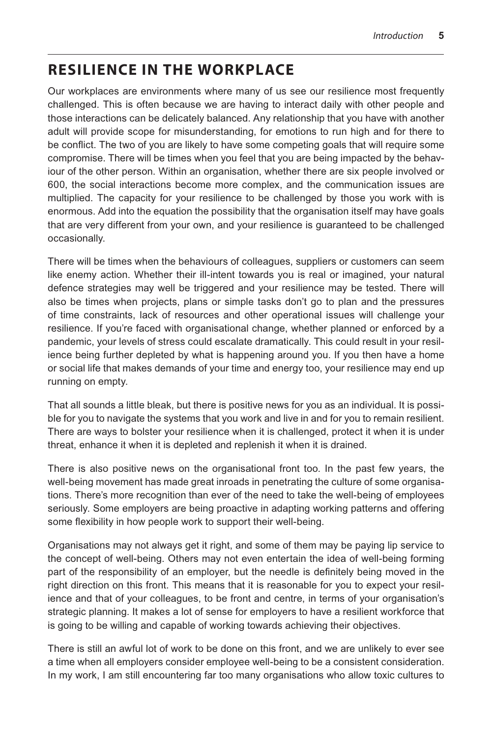## RESILIENCE IN THE WORKPLACE

Our workplaces are environments where many of us see our resilience most frequently challenged. This is often because we are having to interact daily with other people and those interactions can be delicately balanced. Any relationship that you have with another adult will provide scope for misunderstanding, for emotions to run high and for there to be conflict. The two of you are likely to have some competing goals that will require some compromise. There will be times when you feel that you are being impacted by the behaviour of the other person. Within an organisation, whether there are six people involved or 600, the social interactions become more complex, and the communication issues are multiplied. The capacity for your resilience to be challenged by those you work with is enormous. Add into the equation the possibility that the organisation itself may have goals that are very different from your own, and your resilience is guaranteed to be challenged occasionally.

There will be times when the behaviours of colleagues, suppliers or customers can seem like enemy action. Whether their ill-intent towards you is real or imagined, your natural defence strategies may well be triggered and your resilience may be tested. There will also be times when projects, plans or simple tasks don't go to plan and the pressures of time constraints, lack of resources and other operational issues will challenge your resilience. If you're faced with organisational change, whether planned or enforced by a pandemic, your levels of stress could escalate dramatically. This could result in your resilience being further depleted by what is happening around you. If you then have a home or social life that makes demands of your time and energy too, your resilience may end up running on empty.

That all sounds a little bleak, but there is positive news for you as an individual. It is possible for you to navigate the systems that you work and live in and for you to remain resilient. There are ways to bolster your resilience when it is challenged, protect it when it is under threat, enhance it when it is depleted and replenish it when it is drained.

There is also positive news on the organisational front too. In the past few years, the well-being movement has made great inroads in penetrating the culture of some organisations. There's more recognition than ever of the need to take the well-being of employees seriously. Some employers are being proactive in adapting working patterns and offering some flexibility in how people work to support their well-being.

Organisations may not always get it right, and some of them may be paying lip service to the concept of well-being. Others may not even entertain the idea of well-being forming part of the responsibility of an employer, but the needle is definitely being moved in the right direction on this front. This means that it is reasonable for you to expect your resilience and that of your colleagues, to be front and centre, in terms of your organisation's strategic planning. It makes a lot of sense for employers to have a resilient workforce that is going to be willing and capable of working towards achieving their objectives.

There is still an awful lot of work to be done on this front, and we are unlikely to ever see a time when all employers consider employee well-being to be a consistent consideration. In my work, I am still encountering far too many organisations who allow toxic cultures to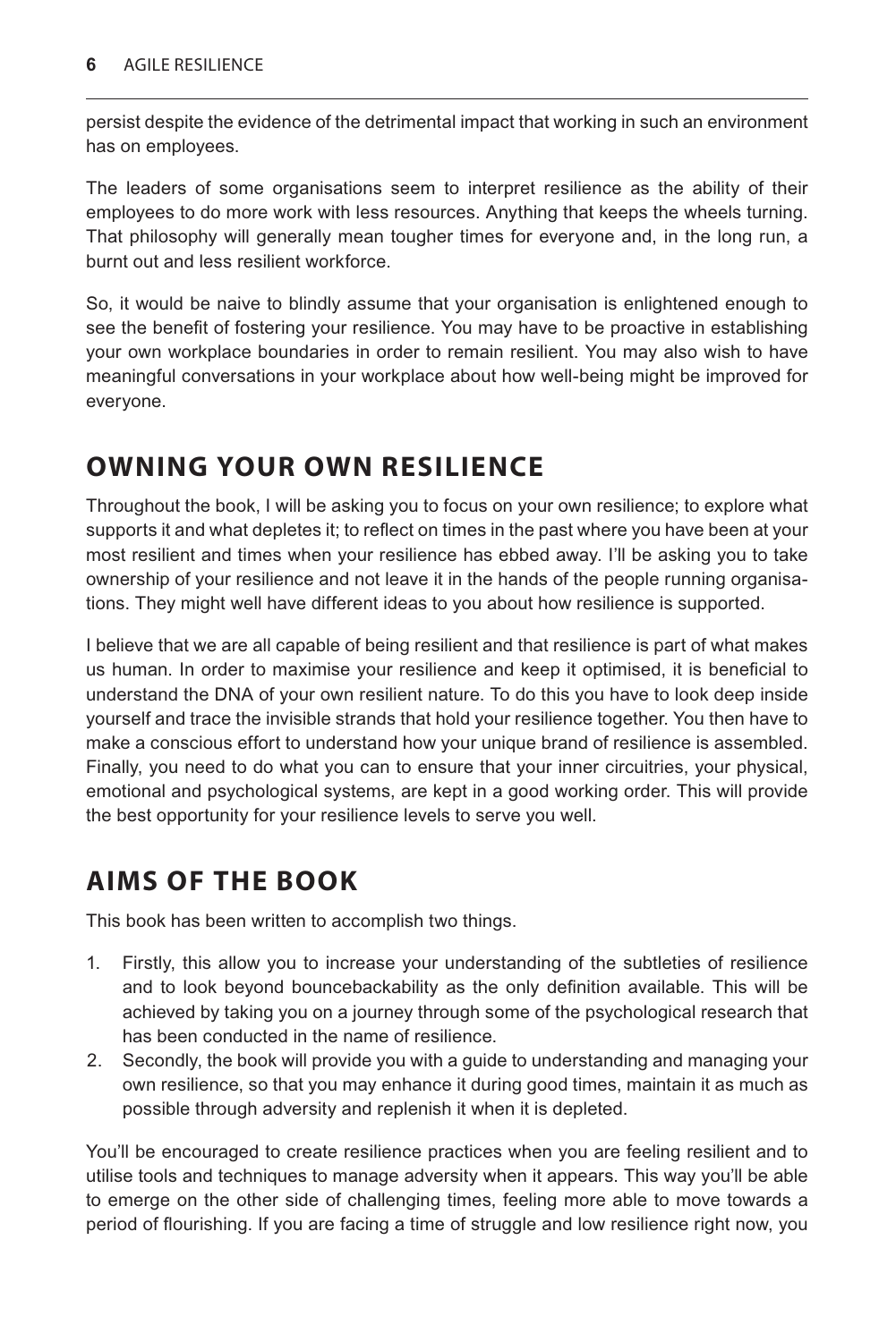persist despite the evidence of the detrimental impact that working in such an environment has on employees.

The leaders of some organisations seem to interpret resilience as the ability of their employees to do more work with less resources. Anything that keeps the wheels turning. That philosophy will generally mean tougher times for everyone and, in the long run, a burnt out and less resilient workforce.

So, it would be naive to blindly assume that your organisation is enlightened enough to see the benefit of fostering your resilience. You may have to be proactive in establishing your own workplace boundaries in order to remain resilient. You may also wish to have meaningful conversations in your workplace about how well-being might be improved for everyone.

## OWNING YOUR OWN RESILIENCE

Throughout the book, I will be asking you to focus on your own resilience; to explore what supports it and what depletes it; to reflect on times in the past where you have been at your most resilient and times when your resilience has ebbed away. I'll be asking you to take ownership of your resilience and not leave it in the hands of the people running organisations. They might well have different ideas to you about how resilience is supported.

I believe that we are all capable of being resilient and that resilience is part of what makes us human. In order to maximise your resilience and keep it optimised, it is beneficial to understand the DNA of your own resilient nature. To do this you have to look deep inside yourself and trace the invisible strands that hold your resilience together. You then have to make a conscious effort to understand how your unique brand of resilience is assembled. Finally, you need to do what you can to ensure that your inner circuitries, your physical, emotional and psychological systems, are kept in a good working order. This will provide the best opportunity for your resilience levels to serve you well.

## AIMS OF THE BOOK

This book has been written to accomplish two things.

1. Firstly, this allow you to increase your understanding of the subtleties of resilience and to look beyond bouncebackability as the only definition available. This will be achieved by taking you on a journey through some of the psychological research that has been conducted in the name of resilience.
2. Secondly, the book will provide you with a guide to understanding and managing your own resilience, so that you may enhance it during good times, maintain it as much as possible through adversity and replenish it when it is depleted.

You'll be encouraged to create resilience practices when you are feeling resilient and to utilise tools and techniques to manage adversity when it appears. This way you'll be able to emerge on the other side of challenging times, feeling more able to move towards a period of flourishing. If you are facing a time of struggle and low resilience right now, you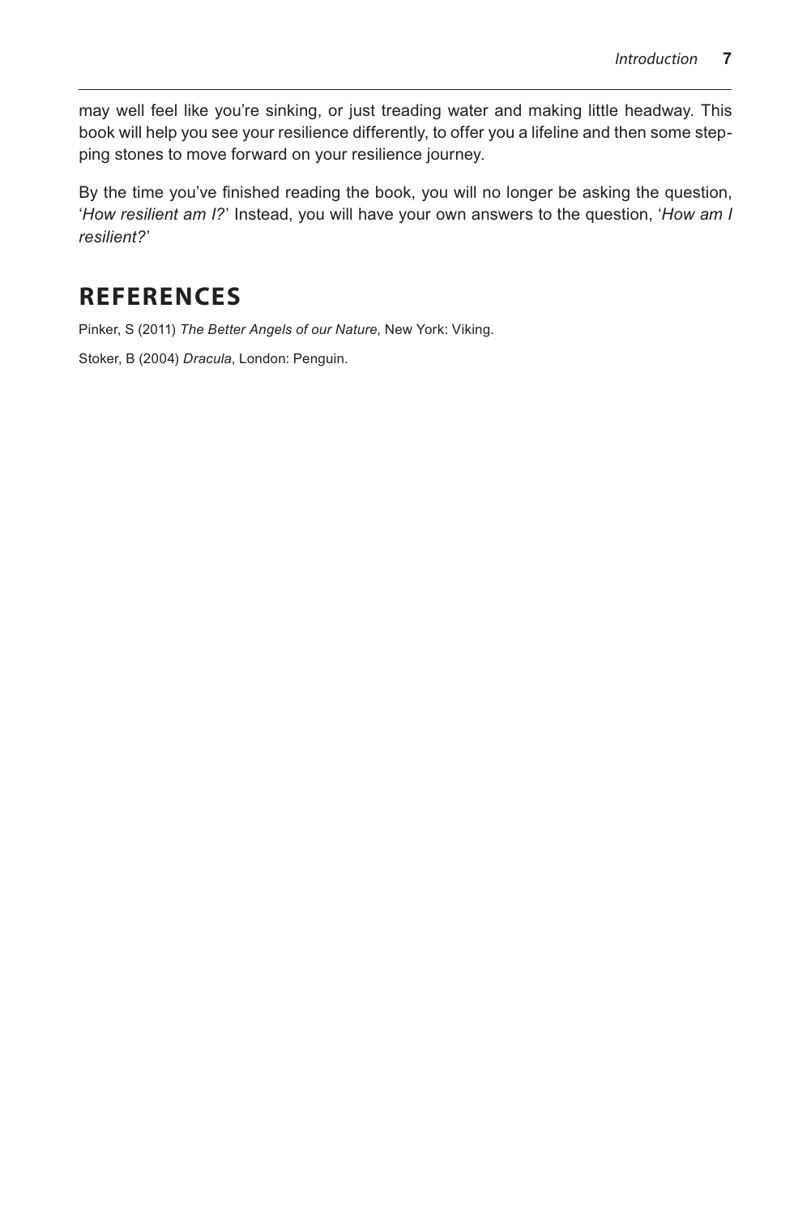may well feel like you're sinking, or just treading water and making little headway. This book will help you see your resilience differently, to offer you a lifeline and then some stepping stones to move forward on your resilience journey.

By the time you've finished reading the book, you will no longer be asking the question, '*How resilient am I?*' Instead, you will have your own answers to the question, '*How am I resilient?*'

## REFERENCES

Pinker, S (2011) *The Better Angels of our Nature*, New York: Viking.

Stoker, B (2004) *Dracula*, London: Penguin.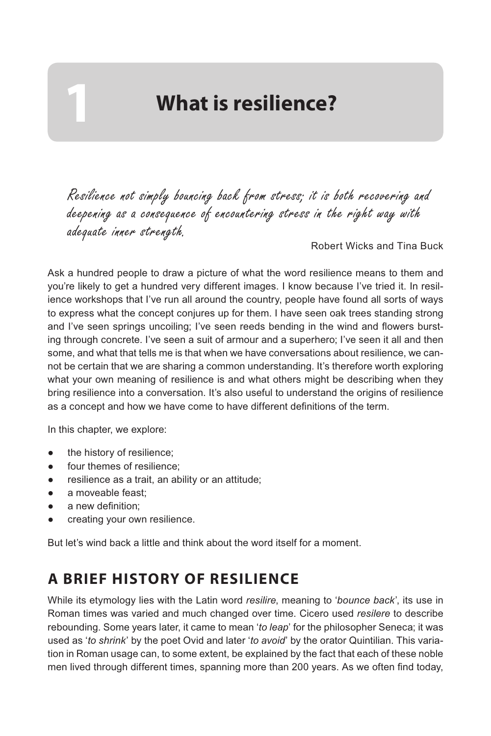# 1 What is resilience?

*Resilience not simply bouncing back from stress; it is both recovering and deepening as a consequence of encountering stress in the right way with adequate inner strength.*

Robert Wicks and Tina Buck

Ask a hundred people to draw a picture of what the word resilience means to them and you're likely to get a hundred very different images. I know because I've tried it. In resilience workshops that I've run all around the country, people have found all sorts of ways to express what the concept conjures up for them. I have seen oak trees standing strong and I've seen springs uncoiling; I've seen reeds bending in the wind and flowers bursting through concrete. I've seen a suit of armour and a superhero; I've seen it all and then some, and what that tells me is that when we have conversations about resilience, we cannot be certain that we are sharing a common understanding. It's therefore worth exploring what your own meaning of resilience is and what others might be describing when they bring resilience into a conversation. It's also useful to understand the origins of resilience as a concept and how we have come to have different definitions of the term.

In this chapter, we explore:

- the history of resilience;
- four themes of resilience;
- resilience as a trait, an ability or an attitude;
- a moveable feast;
- a new definition;
- creating your own resilience.

But let's wind back a little and think about the word itself for a moment.

## A BRIEF HISTORY OF RESILIENCE

While its etymology lies with the Latin word *resilire*, meaning to '*bounce back*', its use in Roman times was varied and much changed over time. Cicero used *resilere* to describe rebounding. Some years later, it came to mean '*to leap*' for the philosopher Seneca; it was used as '*to shrink*' by the poet Ovid and later '*to avoid*' by the orator Quintilian. This variation in Roman usage can, to some extent, be explained by the fact that each of these noble men lived through different times, spanning more than 200 years. As we often find today,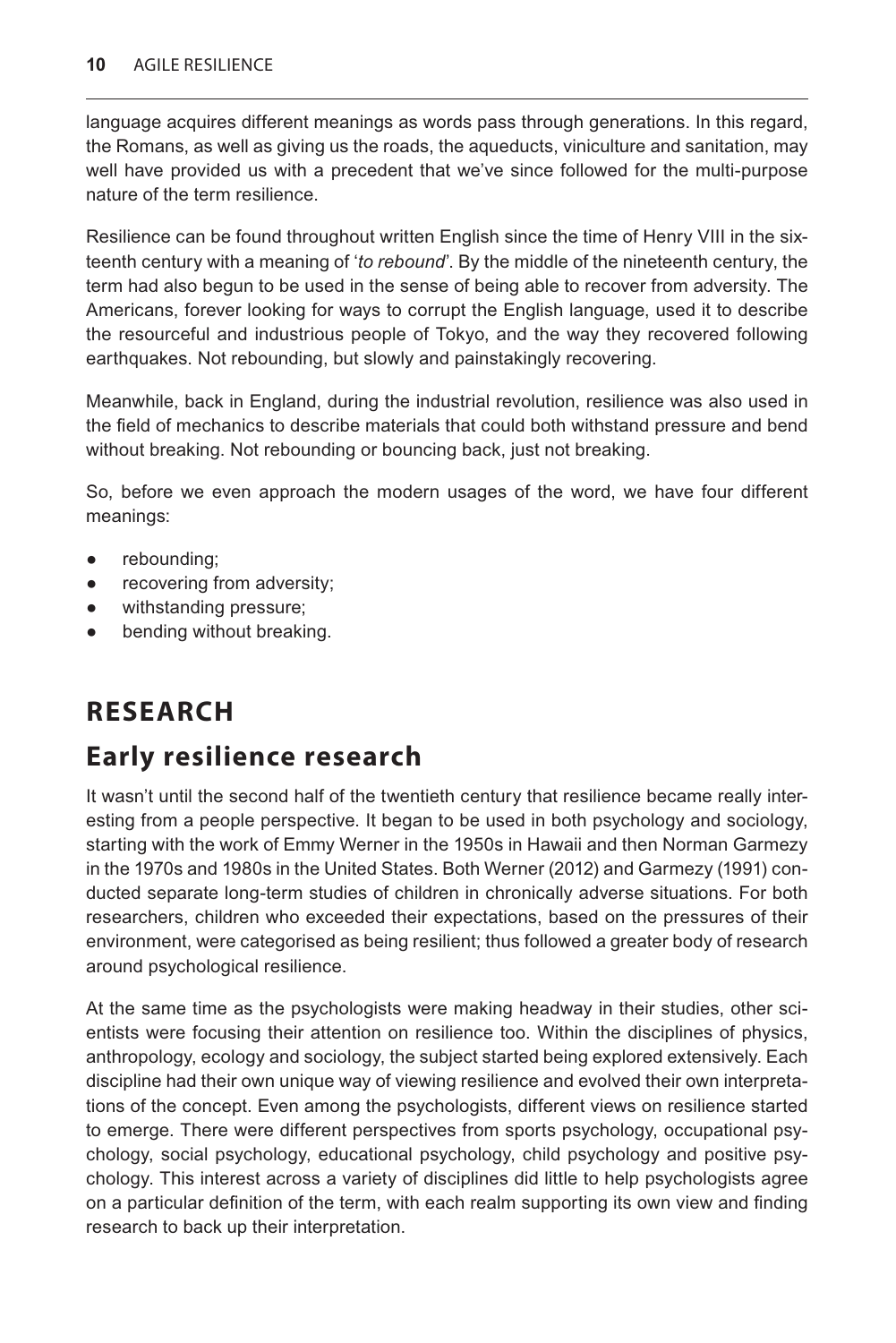language acquires different meanings as words pass through generations. In this regard, the Romans, as well as giving us the roads, the aqueducts, viniculture and sanitation, may well have provided us with a precedent that we've since followed for the multi-purpose nature of the term resilience.

Resilience can be found throughout written English since the time of Henry VIII in the sixteenth century with a meaning of '*to rebound*'. By the middle of the nineteenth century, the term had also begun to be used in the sense of being able to recover from adversity. The Americans, forever looking for ways to corrupt the English language, used it to describe the resourceful and industrious people of Tokyo, and the way they recovered following earthquakes. Not rebounding, but slowly and painstakingly recovering.

Meanwhile, back in England, during the industrial revolution, resilience was also used in the field of mechanics to describe materials that could both withstand pressure and bend without breaking. Not rebounding or bouncing back, just not breaking.

So, before we even approach the modern usages of the word, we have four different meanings:

- rebounding;
- recovering from adversity;
- withstanding pressure;
- bending without breaking.

# RESEARCH

## Early resilience research

It wasn't until the second half of the twentieth century that resilience became really interesting from a people perspective. It began to be used in both psychology and sociology, starting with the work of Emmy Werner in the 1950s in Hawaii and then Norman Garmezy in the 1970s and 1980s in the United States. Both Werner (2012) and Garmezy (1991) conducted separate long-term studies of children in chronically adverse situations. For both researchers, children who exceeded their expectations, based on the pressures of their environment, were categorised as being resilient; thus followed a greater body of research around psychological resilience.

At the same time as the psychologists were making headway in their studies, other scientists were focusing their attention on resilience too. Within the disciplines of physics, anthropology, ecology and sociology, the subject started being explored extensively. Each discipline had their own unique way of viewing resilience and evolved their own interpretations of the concept. Even among the psychologists, different views on resilience started to emerge. There were different perspectives from sports psychology, occupational psychology, social psychology, educational psychology, child psychology and positive psychology. This interest across a variety of disciplines did little to help psychologists agree on a particular definition of the term, with each realm supporting its own view and finding research to back up their interpretation.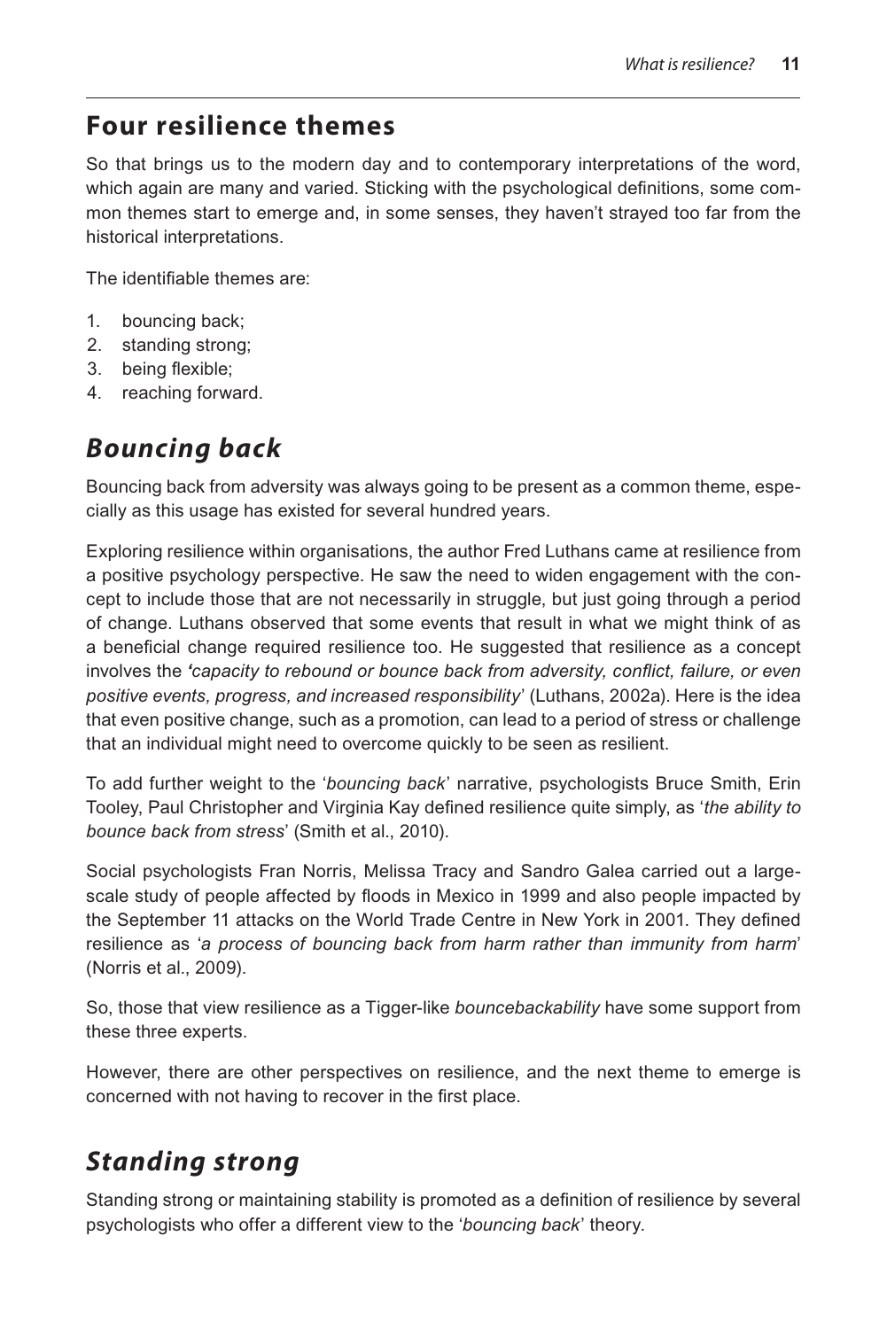## Four resilience themes

So that brings us to the modern day and to contemporary interpretations of the word, which again are many and varied. Sticking with the psychological definitions, some common themes start to emerge and, in some senses, they haven't strayed too far from the historical interpretations.

The identifiable themes are:

1. bouncing back;
2. standing strong;
3. being flexible;
4. reaching forward.

### *Bouncing back*

Bouncing back from adversity was always going to be present as a common theme, especially as this usage has existed for several hundred years.

Exploring resilience within organisations, the author Fred Luthans came at resilience from a positive psychology perspective. He saw the need to widen engagement with the concept to include those that are not necessarily in struggle, but just going through a period of change. Luthans observed that some events that result in what we might think of as a beneficial change required resilience too. He suggested that resilience as a concept involves the '*capacity to rebound or bounce back from adversity, conflict, failure, or even positive events, progress, and increased responsibility*' (Luthans, 2002a). Here is the idea that even positive change, such as a promotion, can lead to a period of stress or challenge that an individual might need to overcome quickly to be seen as resilient.

To add further weight to the '*bouncing back*' narrative, psychologists Bruce Smith, Erin Tooley, Paul Christopher and Virginia Kay defined resilience quite simply, as '*the ability to bounce back from stress*' (Smith et al., 2010).

Social psychologists Fran Norris, Melissa Tracy and Sandro Galea carried out a large-scale study of people affected by floods in Mexico in 1999 and also people impacted by the September 11 attacks on the World Trade Centre in New York in 2001. They defined resilience as '*a process of bouncing back from harm rather than immunity from harm*' (Norris et al., 2009).

So, those that view resilience as a Tigger-like *bouncebackability* have some support from these three experts.

However, there are other perspectives on resilience, and the next theme to emerge is concerned with not having to recover in the first place.

### *Standing strong*

Standing strong or maintaining stability is promoted as a definition of resilience by several psychologists who offer a different view to the '*bouncing back*' theory.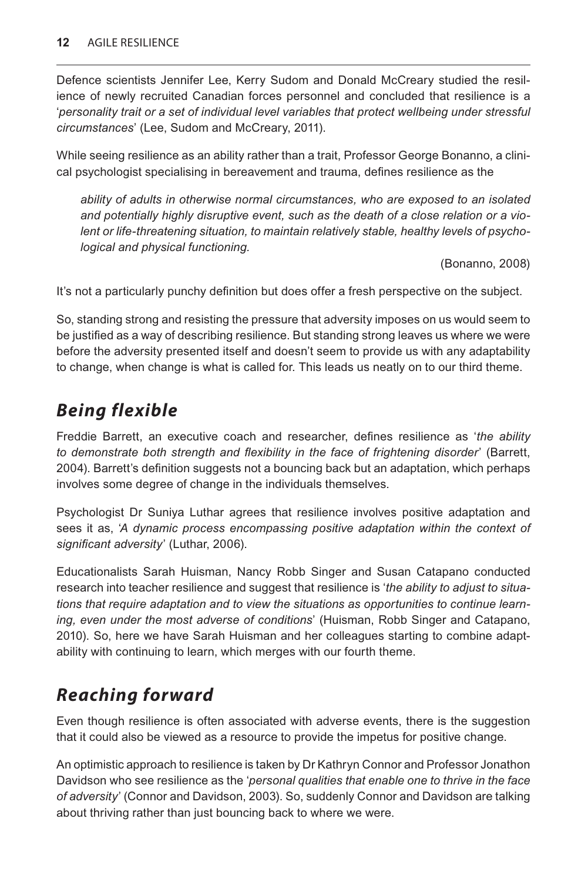Defence scientists Jennifer Lee, Kerry Sudom and Donald McCreary studied the resilience of newly recruited Canadian forces personnel and concluded that resilience is a '*personality trait or a set of individual level variables that protect wellbeing under stressful circumstances*' (Lee, Sudom and McCreary, 2011).

While seeing resilience as an ability rather than a trait, Professor George Bonanno, a clinical psychologist specialising in bereavement and trauma, defines resilience as the

> *ability of adults in otherwise normal circumstances, who are exposed to an isolated and potentially highly disruptive event, such as the death of a close relation or a violent or life-threatening situation, to maintain relatively stable, healthy levels of psychological and physical functioning.*
>
> (Bonanno, 2008)

It's not a particularly punchy definition but does offer a fresh perspective on the subject.

So, standing strong and resisting the pressure that adversity imposes on us would seem to be justified as a way of describing resilience. But standing strong leaves us where we were before the adversity presented itself and doesn't seem to provide us with any adaptability to change, when change is what is called for. This leads us neatly on to our third theme.

## *Being flexible*

Freddie Barrett, an executive coach and researcher, defines resilience as '*the ability to demonstrate both strength and flexibility in the face of frightening disorder*' (Barrett, 2004). Barrett's definition suggests not a bouncing back but an adaptation, which perhaps involves some degree of change in the individuals themselves.

Psychologist Dr Suniya Luthar agrees that resilience involves positive adaptation and sees it as, '*A dynamic process encompassing positive adaptation within the context of significant adversity*' (Luthar, 2006).

Educationalists Sarah Huisman, Nancy Robb Singer and Susan Catapano conducted research into teacher resilience and suggest that resilience is '*the ability to adjust to situations that require adaptation and to view the situations as opportunities to continue learning, even under the most adverse of conditions*' (Huisman, Robb Singer and Catapano, 2010). So, here we have Sarah Huisman and her colleagues starting to combine adaptability with continuing to learn, which merges with our fourth theme.

## *Reaching forward*

Even though resilience is often associated with adverse events, there is the suggestion that it could also be viewed as a resource to provide the impetus for positive change.

An optimistic approach to resilience is taken by Dr Kathryn Connor and Professor Jonathon Davidson who see resilience as the '*personal qualities that enable one to thrive in the face of adversity*' (Connor and Davidson, 2003). So, suddenly Connor and Davidson are talking about thriving rather than just bouncing back to where we were.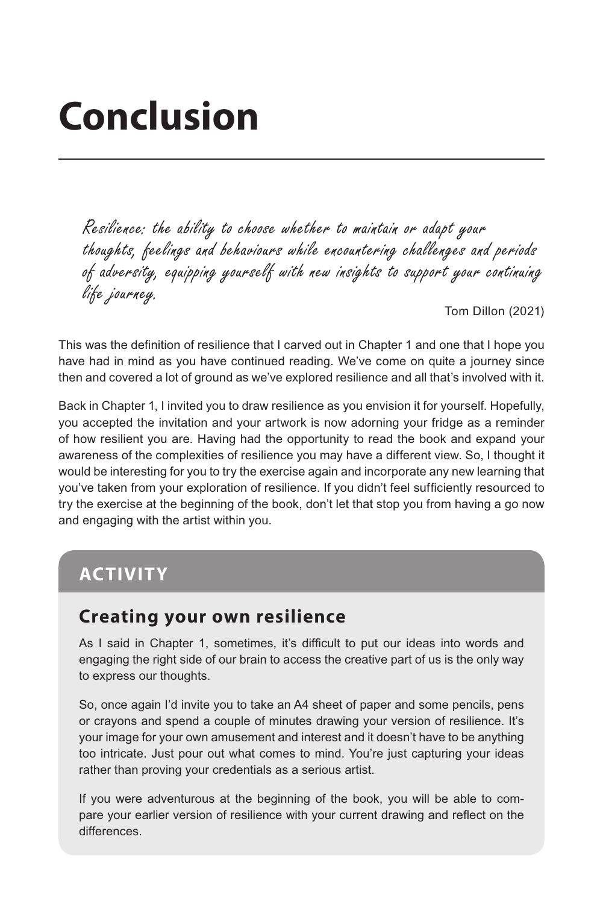# Conclusion

> *Resilience: the ability to choose whether to maintain or adapt your thoughts, feelings and behaviours while encountering challenges and periods of adversity, equipping yourself with new insights to support your continuing life journey.*
>
> Tom Dillon (2021)

This was the definition of resilience that I carved out in Chapter 1 and one that I hope you have had in mind as you have continued reading. We've come on quite a journey since then and covered a lot of ground as we've explored resilience and all that's involved with it.

Back in Chapter 1, I invited you to draw resilience as you envision it for yourself. Hopefully, you accepted the invitation and your artwork is now adorning your fridge as a reminder of how resilient you are. Having had the opportunity to read the book and expand your awareness of the complexities of resilience you may have a different view. So, I thought it would be interesting for you to try the exercise again and incorporate any new learning that you've taken from your exploration of resilience. If you didn't feel sufficiently resourced to try the exercise at the beginning of the book, don't let that stop you from having a go now and engaging with the artist within you.

## ACTIVITY

### Creating your own resilience

As I said in Chapter 1, sometimes, it's difficult to put our ideas into words and engaging the right side of our brain to access the creative part of us is the only way to express our thoughts.

So, once again I'd invite you to take an A4 sheet of paper and some pencils, pens or crayons and spend a couple of minutes drawing your version of resilience. It's your image for your own amusement and interest and it doesn't have to be anything too intricate. Just pour out what comes to mind. You're just capturing your ideas rather than proving your credentials as a serious artist.

If you were adventurous at the beginning of the book, you will be able to compare your earlier version of resilience with your current drawing and reflect on the differences.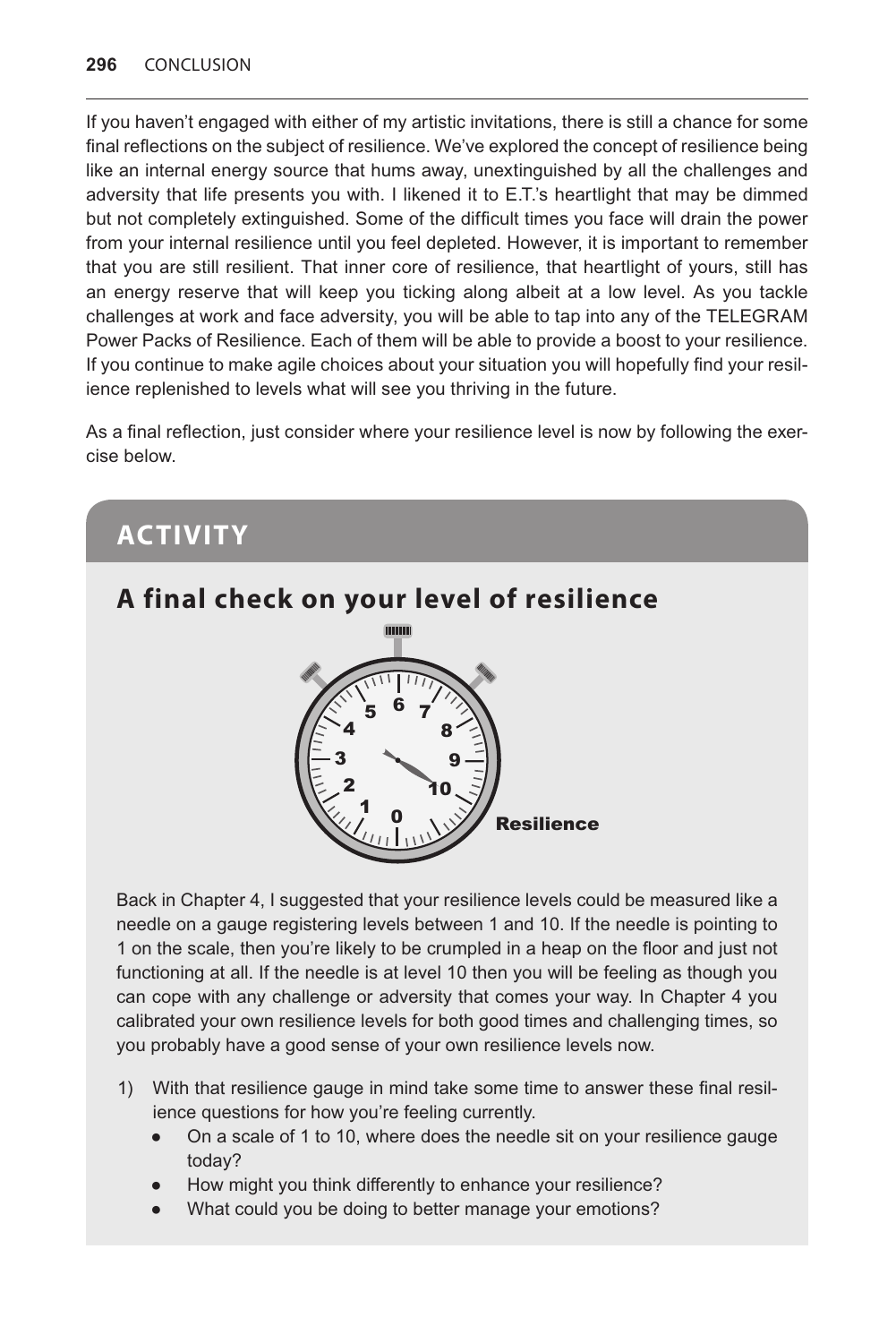If you haven't engaged with either of my artistic invitations, there is still a chance for some final reflections on the subject of resilience. We've explored the concept of resilience being like an internal energy source that hums away, unextinguished by all the challenges and adversity that life presents you with. I likened it to E.T.'s heartlight that may be dimmed but not completely extinguished. Some of the difficult times you face will drain the power from your internal resilience until you feel depleted. However, it is important to remember that you are still resilient. That inner core of resilience, that heartlight of yours, still has an energy reserve that will keep you ticking along albeit at a low level. As you tackle challenges at work and face adversity, you will be able to tap into any of the TELEGRAM Power Packs of Resilience. Each of them will be able to provide a boost to your resilience. If you continue to make agile choices about your situation you will hopefully find your resilience replenished to levels what will see you thriving in the future.

As a final reflection, just consider where your resilience level is now by following the exercise below.

## ACTIVITY

### A final check on your level of resilience

Back in Chapter 4, I suggested that your resilience levels could be measured like a needle on a gauge registering levels between 1 and 10. If the needle is pointing to 1 on the scale, then you're likely to be crumpled in a heap on the floor and just not functioning at all. If the needle is at level 10 then you will be feeling as though you can cope with any challenge or adversity that comes your way. In Chapter 4 you calibrated your own resilience levels for both good times and challenging times, so you probably have a good sense of your own resilience levels now.

1) With that resilience gauge in mind take some time to answer these final resilience questions for how you're feeling currently.
   - On a scale of 1 to 10, where does the needle sit on your resilience gauge today?
   - How might you think differently to enhance your resilience?
   - What could you be doing to better manage your emotions?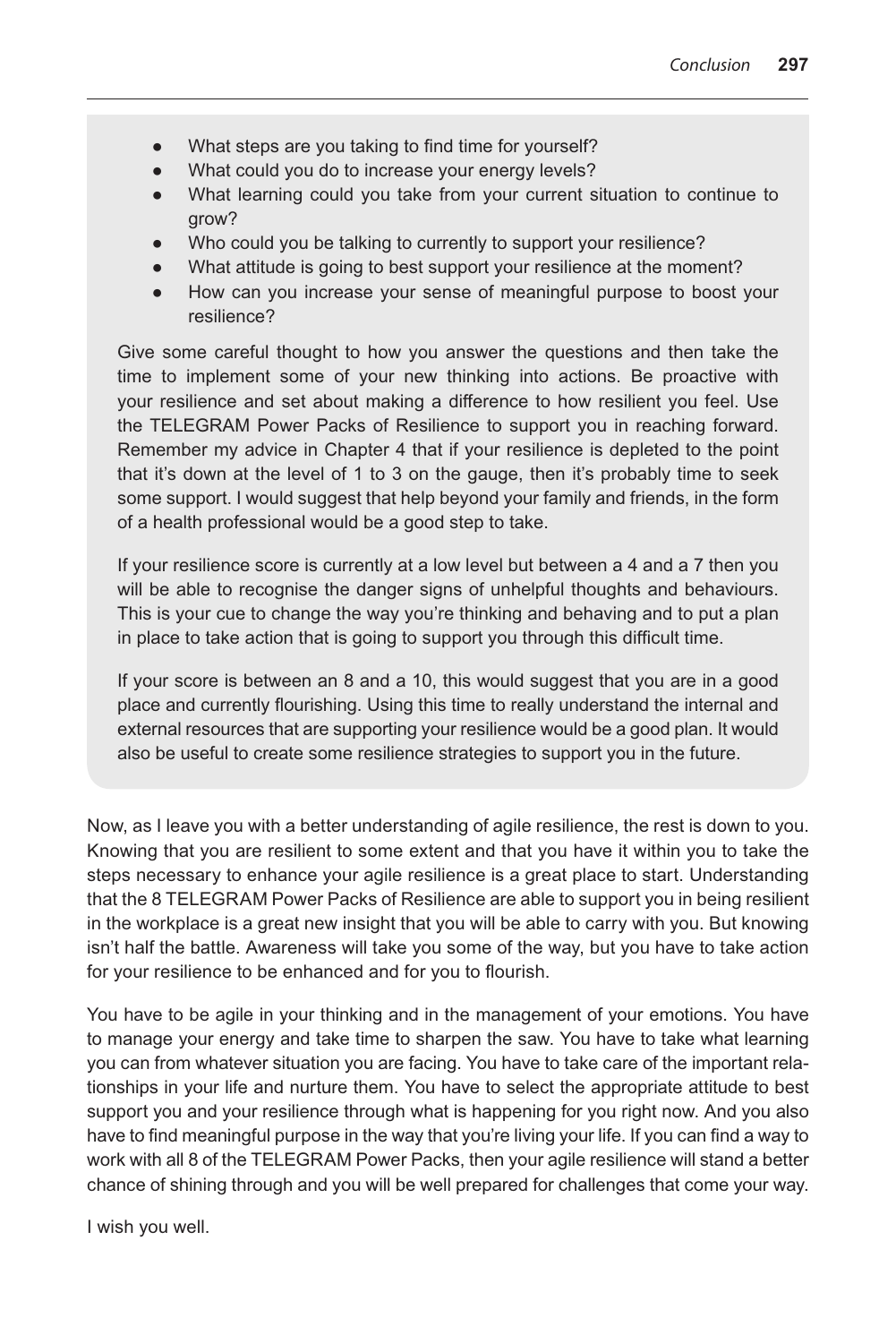- What steps are you taking to find time for yourself?
- What could you do to increase your energy levels?
- What learning could you take from your current situation to continue to grow?
- Who could you be talking to currently to support your resilience?
- What attitude is going to best support your resilience at the moment?
- How can you increase your sense of meaningful purpose to boost your resilience?

Give some careful thought to how you answer the questions and then take the time to implement some of your new thinking into actions. Be proactive with your resilience and set about making a difference to how resilient you feel. Use the TELEGRAM Power Packs of Resilience to support you in reaching forward. Remember my advice in Chapter 4 that if your resilience is depleted to the point that it's down at the level of 1 to 3 on the gauge, then it's probably time to seek some support. I would suggest that help beyond your family and friends, in the form of a health professional would be a good step to take.

If your resilience score is currently at a low level but between a 4 and a 7 then you will be able to recognise the danger signs of unhelpful thoughts and behaviours. This is your cue to change the way you're thinking and behaving and to put a plan in place to take action that is going to support you through this difficult time.

If your score is between an 8 and a 10, this would suggest that you are in a good place and currently flourishing. Using this time to really understand the internal and external resources that are supporting your resilience would be a good plan. It would also be useful to create some resilience strategies to support you in the future.

Now, as I leave you with a better understanding of agile resilience, the rest is down to you. Knowing that you are resilient to some extent and that you have it within you to take the steps necessary to enhance your agile resilience is a great place to start. Understanding that the 8 TELEGRAM Power Packs of Resilience are able to support you in being resilient in the workplace is a great new insight that you will be able to carry with you. But knowing isn't half the battle. Awareness will take you some of the way, but you have to take action for your resilience to be enhanced and for you to flourish.

You have to be agile in your thinking and in the management of your emotions. You have to manage your energy and take time to sharpen the saw. You have to take what learning you can from whatever situation you are facing. You have to take care of the important relationships in your life and nurture them. You have to select the appropriate attitude to best support you and your resilience through what is happening for you right now. And you also have to find meaningful purpose in the way that you're living your life. If you can find a way to work with all 8 of the TELEGRAM Power Packs, then your agile resilience will stand a better chance of shining through and you will be well prepared for challenges that come your way.

I wish you well.